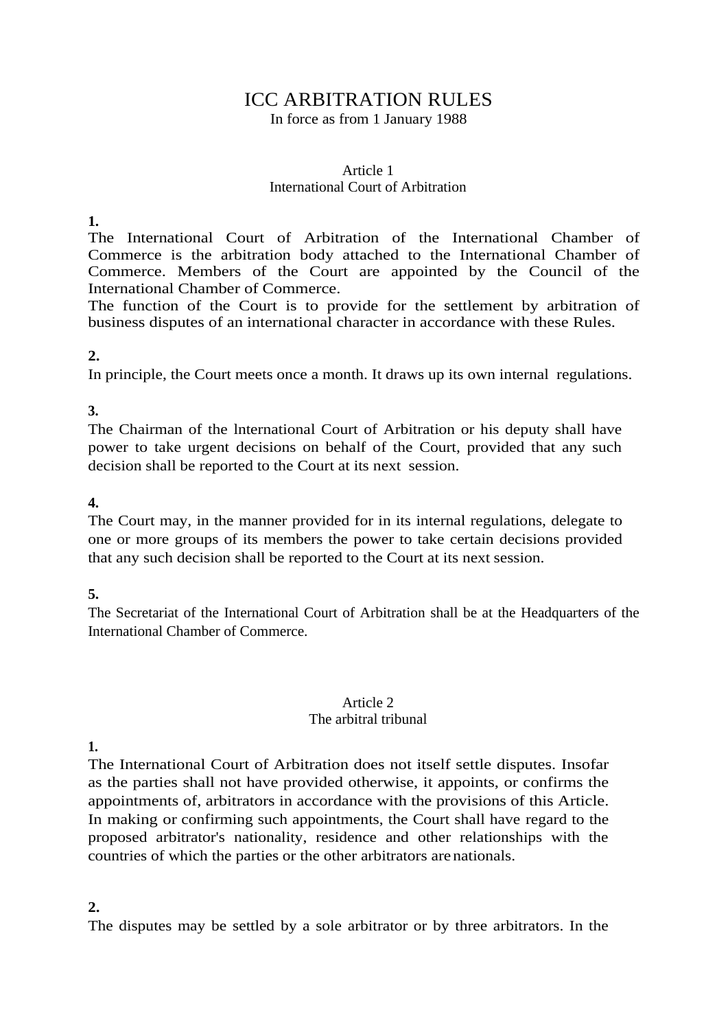# ICC ARBITRATION RULES

In force as from 1 January 1988

## Article 1
### International Court of Arbitration

**1.**

The International Court of Arbitration of the International Chamber of Commerce is the arbitration body attached to the International Chamber of Commerce. Members of the Court are appointed by the Council of the International Chamber of Commerce.

The function of the Court is to provide for the settlement by arbitration of business disputes of an international character in accordance with these Rules.

**2.**

In principle, the Court meets once a month. It draws up its own internal regulations.

**3.**

The Chairman of the lnternational Court of Arbitration or his deputy shall have power to take urgent decisions on behalf of the Court, provided that any such decision shall be reported to the Court at its next session.

**4.**

The Court may, in the manner provided for in its internal regulations, delegate to one or more groups of its members the power to take certain decisions provided that any such decision shall be reported to the Court at its next session.

**5.**

The Secretariat of the International Court of Arbitration shall be at the Headquarters of the International Chamber of Commerce.

## Article 2
### The arbitral tribunal

**1.**

The International Court of Arbitration does not itself settle disputes. Insofar as the parties shall not have provided otherwise, it appoints, or confirms the appointments of, arbitrators in accordance with the provisions of this Article. In making or confirming such appointments, the Court shall have regard to the proposed arbitrator's nationality, residence and other relationships with the countries of which the parties or the other arbitrators are nationals.

**2.**

The disputes may be settled by a sole arbitrator or by three arbitrators. In the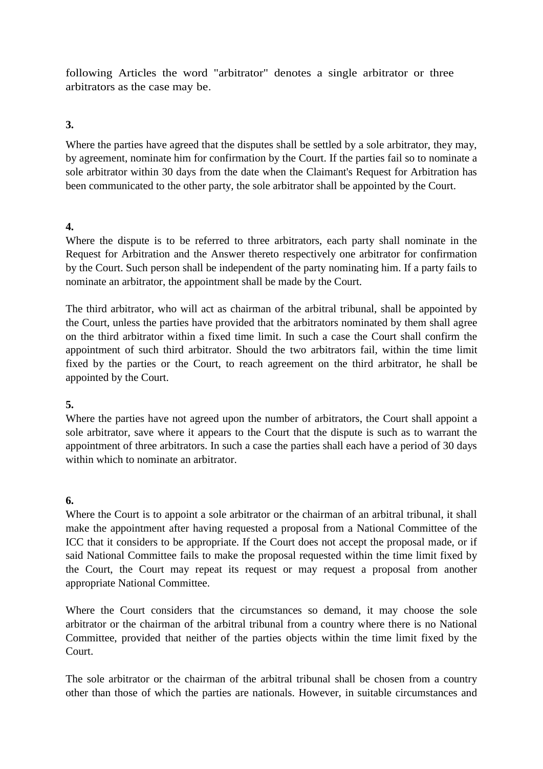following Articles the word "arbitrator" denotes a single arbitrator or three arbitrators as the case may be.

**3.**

Where the parties have agreed that the disputes shall be settled by a sole arbitrator, they may, by agreement, nominate him for confirmation by the Court. If the parties fail so to nominate a sole arbitrator within 30 days from the date when the Claimant's Request for Arbitration has been communicated to the other party, the sole arbitrator shall be appointed by the Court.

**4.**

Where the dispute is to be referred to three arbitrators, each party shall nominate in the Request for Arbitration and the Answer thereto respectively one arbitrator for confirmation by the Court. Such person shall be independent of the party nominating him. If a party fails to nominate an arbitrator, the appointment shall be made by the Court.

The third arbitrator, who will act as chairman of the arbitral tribunal, shall be appointed by the Court, unless the parties have provided that the arbitrators nominated by them shall agree on the third arbitrator within a fixed time limit. In such a case the Court shall confirm the appointment of such third arbitrator. Should the two arbitrators fail, within the time limit fixed by the parties or the Court, to reach agreement on the third arbitrator, he shall be appointed by the Court.

**5.**

Where the parties have not agreed upon the number of arbitrators, the Court shall appoint a sole arbitrator, save where it appears to the Court that the dispute is such as to warrant the appointment of three arbitrators. In such a case the parties shall each have a period of 30 days within which to nominate an arbitrator.

**6.**

Where the Court is to appoint a sole arbitrator or the chairman of an arbitral tribunal, it shall make the appointment after having requested a proposal from a National Committee of the ICC that it considers to be appropriate. If the Court does not accept the proposal made, or if said National Committee fails to make the proposal requested within the time limit fixed by the Court, the Court may repeat its request or may request a proposal from another appropriate National Committee.

Where the Court considers that the circumstances so demand, it may choose the sole arbitrator or the chairman of the arbitral tribunal from a country where there is no National Committee, provided that neither of the parties objects within the time limit fixed by the Court.

The sole arbitrator or the chairman of the arbitral tribunal shall be chosen from a country other than those of which the parties are nationals. However, in suitable circumstances and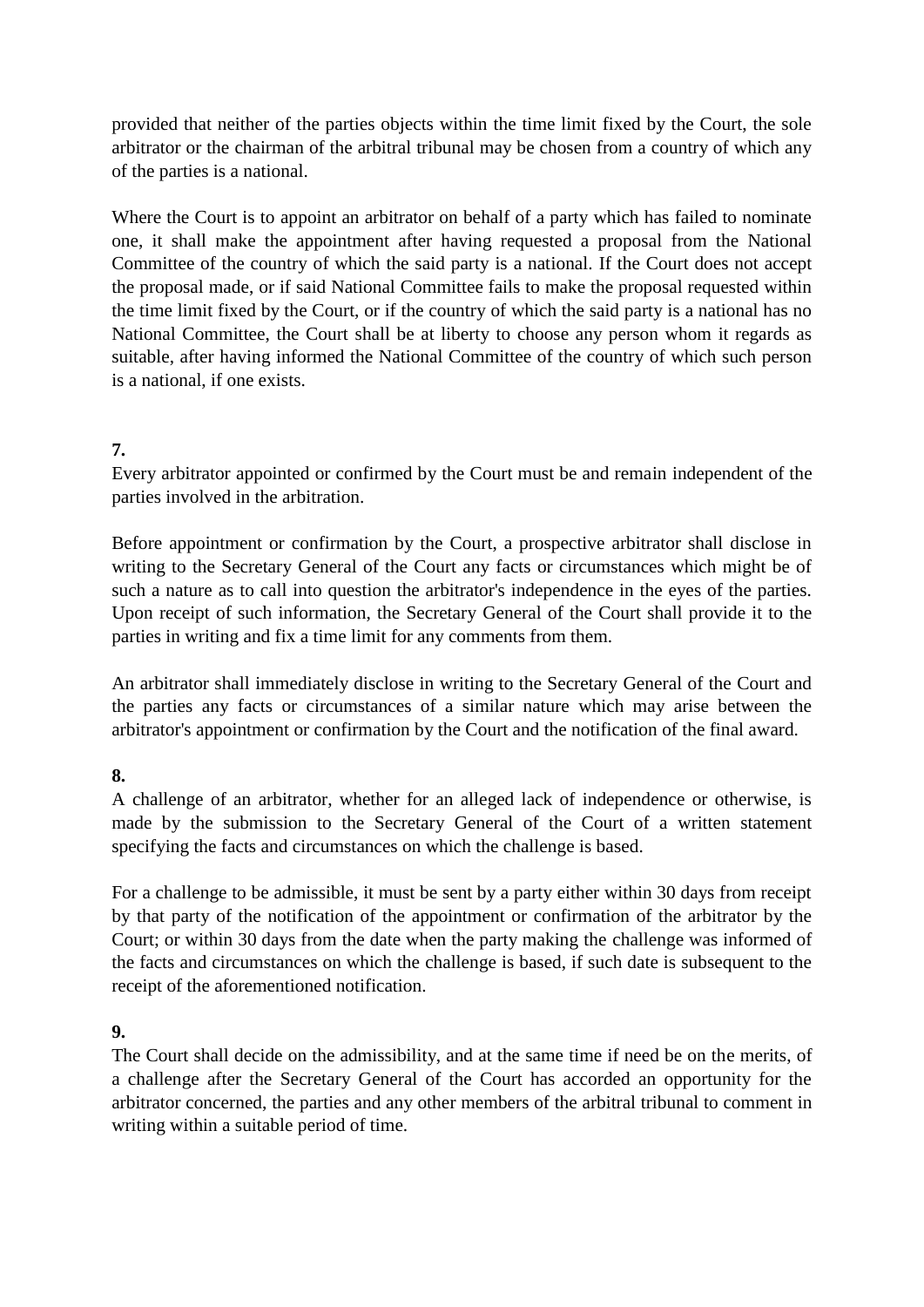provided that neither of the parties objects within the time limit fixed by the Court, the sole arbitrator or the chairman of the arbitral tribunal may be chosen from a country of which any of the parties is a national.

Where the Court is to appoint an arbitrator on behalf of a party which has failed to nominate one, it shall make the appointment after having requested a proposal from the National Committee of the country of which the said party is a national. If the Court does not accept the proposal made, or if said National Committee fails to make the proposal requested within the time limit fixed by the Court, or if the country of which the said party is a national has no National Committee, the Court shall be at liberty to choose any person whom it regards as suitable, after having informed the National Committee of the country of which such person is a national, if one exists.

**7.**

Every arbitrator appointed or confirmed by the Court must be and remain independent of the parties involved in the arbitration.

Before appointment or confirmation by the Court, a prospective arbitrator shall disclose in writing to the Secretary General of the Court any facts or circumstances which might be of such a nature as to call into question the arbitrator's independence in the eyes of the parties. Upon receipt of such information, the Secretary General of the Court shall provide it to the parties in writing and fix a time limit for any comments from them.

An arbitrator shall immediately disclose in writing to the Secretary General of the Court and the parties any facts or circumstances of a similar nature which may arise between the arbitrator's appointment or confirmation by the Court and the notification of the final award.

**8.**

A challenge of an arbitrator, whether for an alleged lack of independence or otherwise, is made by the submission to the Secretary General of the Court of a written statement specifying the facts and circumstances on which the challenge is based.

For a challenge to be admissible, it must be sent by a party either within 30 days from receipt by that party of the notification of the appointment or confirmation of the arbitrator by the Court; or within 30 days from the date when the party making the challenge was informed of the facts and circumstances on which the challenge is based, if such date is subsequent to the receipt of the aforementioned notification.

**9.**

The Court shall decide on the admissibility, and at the same time if need be on the merits, of a challenge after the Secretary General of the Court has accorded an opportunity for the arbitrator concerned, the parties and any other members of the arbitral tribunal to comment in writing within a suitable period of time.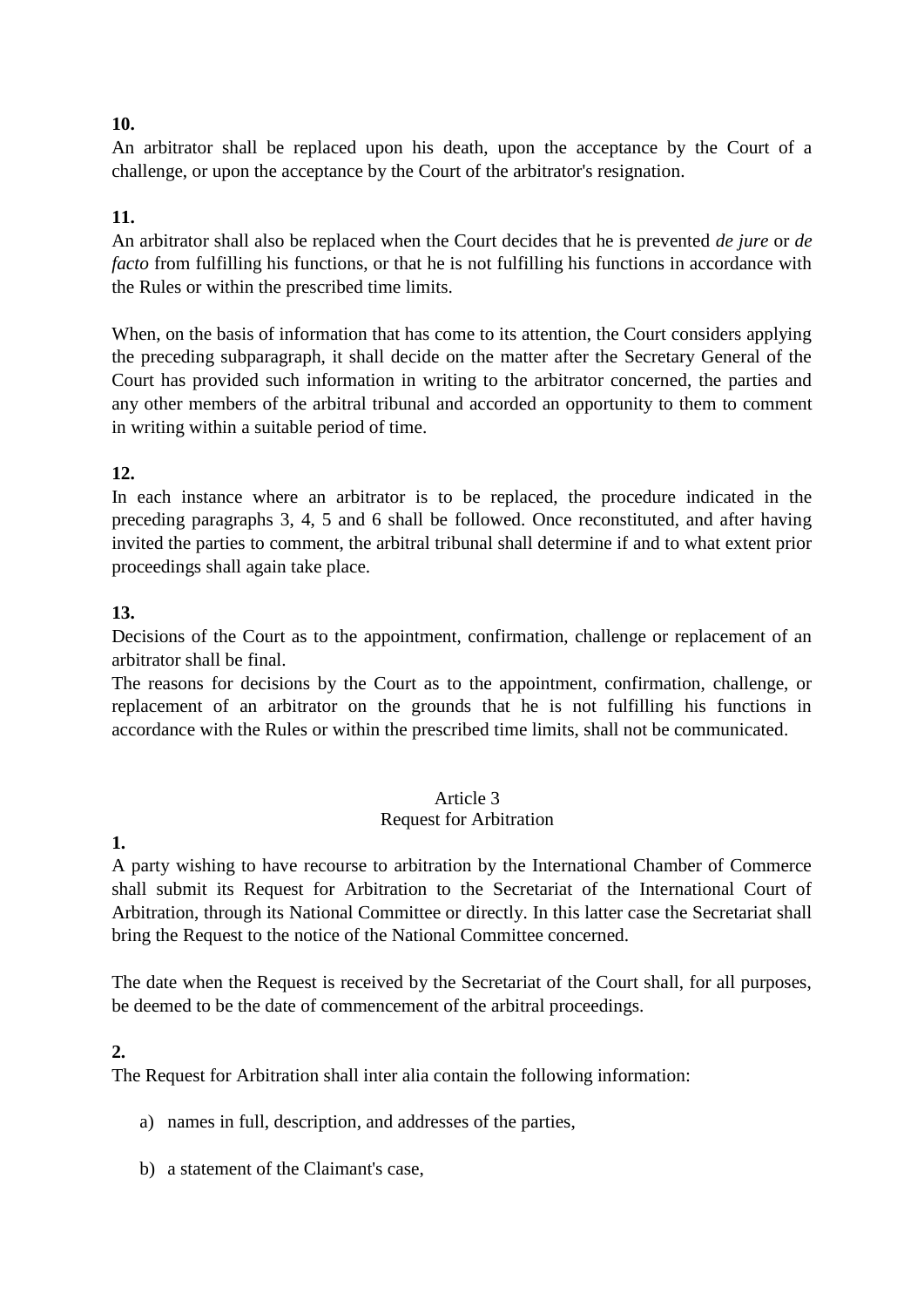**10.**
An arbitrator shall be replaced upon his death, upon the acceptance by the Court of a challenge, or upon the acceptance by the Court of the arbitrator's resignation.

**11.**
An arbitrator shall also be replaced when the Court decides that he is prevented *de jure* or *de facto* from fulfilling his functions, or that he is not fulfilling his functions in accordance with the Rules or within the prescribed time limits.

When, on the basis of information that has come to its attention, the Court considers applying the preceding subparagraph, it shall decide on the matter after the Secretary General of the Court has provided such information in writing to the arbitrator concerned, the parties and any other members of the arbitral tribunal and accorded an opportunity to them to comment in writing within a suitable period of time.

**12.**
In each instance where an arbitrator is to be replaced, the procedure indicated in the preceding paragraphs 3, 4, 5 and 6 shall be followed. Once reconstituted, and after having invited the parties to comment, the arbitral tribunal shall determine if and to what extent prior proceedings shall again take place.

**13.**
Decisions of the Court as to the appointment, confirmation, challenge or replacement of an arbitrator shall be final.
The reasons for decisions by the Court as to the appointment, confirmation, challenge, or replacement of an arbitrator on the grounds that he is not fulfilling his functions in accordance with the Rules or within the prescribed time limits, shall not be communicated.

## Article 3
## Request for Arbitration

**1.**
A party wishing to have recourse to arbitration by the International Chamber of Commerce shall submit its Request for Arbitration to the Secretariat of the International Court of Arbitration, through its National Committee or directly. In this latter case the Secretariat shall bring the Request to the notice of the National Committee concerned.

The date when the Request is received by the Secretariat of the Court shall, for all purposes, be deemed to be the date of commencement of the arbitral proceedings.

**2.**
The Request for Arbitration shall inter alia contain the following information:

a) names in full, description, and addresses of the parties,

b) a statement of the Claimant's case,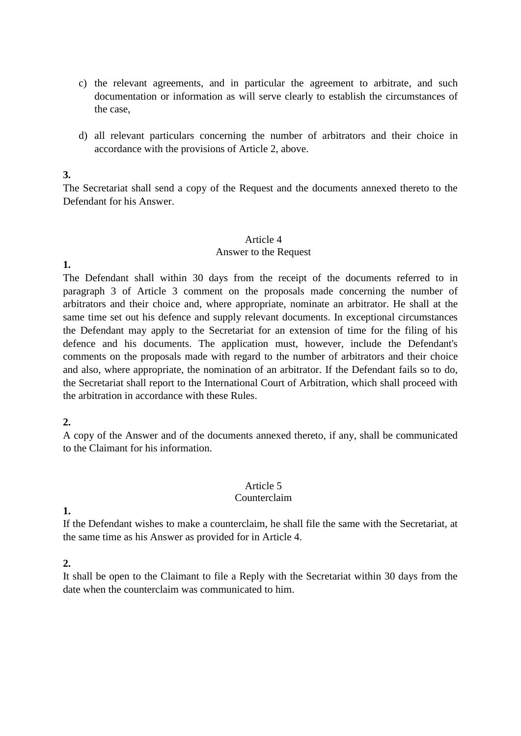c) the relevant agreements, and in particular the agreement to arbitrate, and such documentation or information as will serve clearly to establish the circumstances of the case,

d) all relevant particulars concerning the number of arbitrators and their choice in accordance with the provisions of Article 2, above.

**3.**
The Secretariat shall send a copy of the Request and the documents annexed thereto to the Defendant for his Answer.

## Article 4
## Answer to the Request

**1.**
The Defendant shall within 30 days from the receipt of the documents referred to in paragraph 3 of Article 3 comment on the proposals made concerning the number of arbitrators and their choice and, where appropriate, nominate an arbitrator. He shall at the same time set out his defence and supply relevant documents. In exceptional circumstances the Defendant may apply to the Secretariat for an extension of time for the filing of his defence and his documents. The application must, however, include the Defendant's comments on the proposals made with regard to the number of arbitrators and their choice and also, where appropriate, the nomination of an arbitrator. If the Defendant fails so to do, the Secretariat shall report to the International Court of Arbitration, which shall proceed with the arbitration in accordance with these Rules.

**2.**
A copy of the Answer and of the documents annexed thereto, if any, shall be communicated to the Claimant for his information.

## Article 5
## Counterclaim

**1.**
If the Defendant wishes to make a counterclaim, he shall file the same with the Secretariat, at the same time as his Answer as provided for in Article 4.

**2.**
It shall be open to the Claimant to file a Reply with the Secretariat within 30 days from the date when the counterclaim was communicated to him.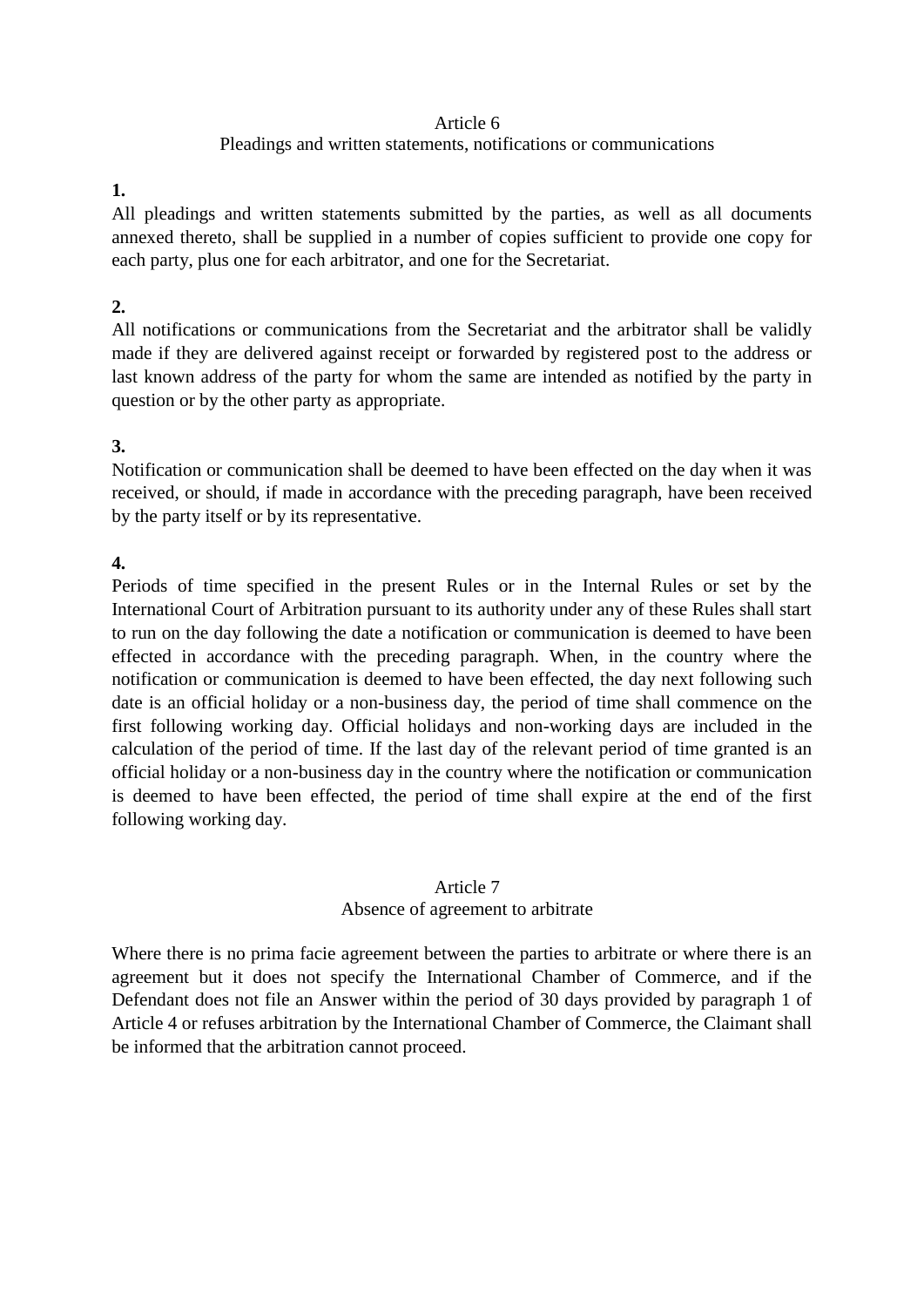## Article 6

### Pleadings and written statements, notifications or communications

**1.**

All pleadings and written statements submitted by the parties, as well as all documents annexed thereto, shall be supplied in a number of copies sufficient to provide one copy for each party, plus one for each arbitrator, and one for the Secretariat.

**2.**

All notifications or communications from the Secretariat and the arbitrator shall be validly made if they are delivered against receipt or forwarded by registered post to the address or last known address of the party for whom the same are intended as notified by the party in question or by the other party as appropriate.

**3.**

Notification or communication shall be deemed to have been effected on the day when it was received, or should, if made in accordance with the preceding paragraph, have been received by the party itself or by its representative.

**4.**

Periods of time specified in the present Rules or in the Internal Rules or set by the International Court of Arbitration pursuant to its authority under any of these Rules shall start to run on the day following the date a notification or communication is deemed to have been effected in accordance with the preceding paragraph. When, in the country where the notification or communication is deemed to have been effected, the day next following such date is an official holiday or a non-business day, the period of time shall commence on the first following working day. Official holidays and non-working days are included in the calculation of the period of time. If the last day of the relevant period of time granted is an official holiday or a non-business day in the country where the notification or communication is deemed to have been effected, the period of time shall expire at the end of the first following working day.

## Article 7

### Absence of agreement to arbitrate

Where there is no prima facie agreement between the parties to arbitrate or where there is an agreement but it does not specify the International Chamber of Commerce, and if the Defendant does not file an Answer within the period of 30 days provided by paragraph 1 of Article 4 or refuses arbitration by the International Chamber of Commerce, the Claimant shall be informed that the arbitration cannot proceed.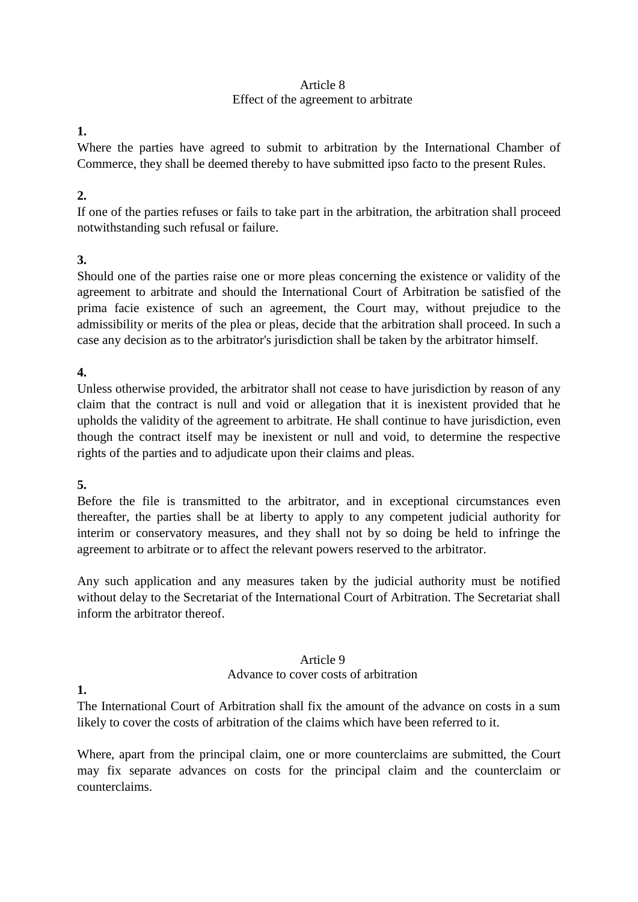## Article 8
### Effect of the agreement to arbitrate

**1.**
Where the parties have agreed to submit to arbitration by the International Chamber of Commerce, they shall be deemed thereby to have submitted ipso facto to the present Rules.

**2.**
If one of the parties refuses or fails to take part in the arbitration, the arbitration shall proceed notwithstanding such refusal or failure.

**3.**
Should one of the parties raise one or more pleas concerning the existence or validity of the agreement to arbitrate and should the International Court of Arbitration be satisfied of the prima facie existence of such an agreement, the Court may, without prejudice to the admissibility or merits of the plea or pleas, decide that the arbitration shall proceed. In such a case any decision as to the arbitrator's jurisdiction shall be taken by the arbitrator himself.

**4.**
Unless otherwise provided, the arbitrator shall not cease to have jurisdiction by reason of any claim that the contract is null and void or allegation that it is inexistent provided that he upholds the validity of the agreement to arbitrate. He shall continue to have jurisdiction, even though the contract itself may be inexistent or null and void, to determine the respective rights of the parties and to adjudicate upon their claims and pleas.

**5.**
Before the file is transmitted to the arbitrator, and in exceptional circumstances even thereafter, the parties shall be at liberty to apply to any competent judicial authority for interim or conservatory measures, and they shall not by so doing be held to infringe the agreement to arbitrate or to affect the relevant powers reserved to the arbitrator.

Any such application and any measures taken by the judicial authority must be notified without delay to the Secretariat of the International Court of Arbitration. The Secretariat shall inform the arbitrator thereof.

## Article 9
### Advance to cover costs of arbitration

**1.**
The International Court of Arbitration shall fix the amount of the advance on costs in a sum likely to cover the costs of arbitration of the claims which have been referred to it.

Where, apart from the principal claim, one or more counterclaims are submitted, the Court may fix separate advances on costs for the principal claim and the counterclaim or counterclaims.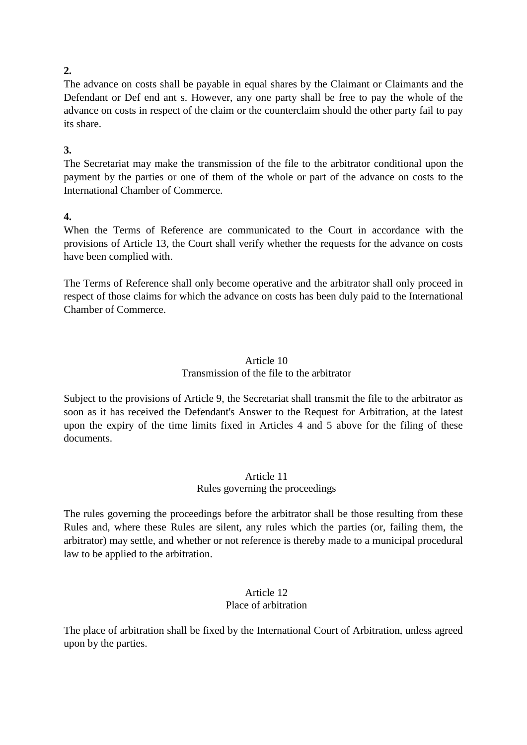**2.**
The advance on costs shall be payable in equal shares by the Claimant or Claimants and the Defendant or Def end ant s. However, any one party shall be free to pay the whole of the advance on costs in respect of the claim or the counterclaim should the other party fail to pay its share.

**3.**
The Secretariat may make the transmission of the file to the arbitrator conditional upon the payment by the parties or one of them of the whole or part of the advance on costs to the International Chamber of Commerce.

**4.**
When the Terms of Reference are communicated to the Court in accordance with the provisions of Article 13, the Court shall verify whether the requests for the advance on costs have been complied with.

The Terms of Reference shall only become operative and the arbitrator shall only proceed in respect of those claims for which the advance on costs has been duly paid to the International Chamber of Commerce.

Article 10
Transmission of the file to the arbitrator

Subject to the provisions of Article 9, the Secretariat shall transmit the file to the arbitrator as soon as it has received the Defendant's Answer to the Request for Arbitration, at the latest upon the expiry of the time limits fixed in Articles 4 and 5 above for the filing of these documents.

Article 11
Rules governing the proceedings

The rules governing the proceedings before the arbitrator shall be those resulting from these Rules and, where these Rules are silent, any rules which the parties (or, failing them, the arbitrator) may settle, and whether or not reference is thereby made to a municipal procedural law to be applied to the arbitration.

Article 12
Place of arbitration

The place of arbitration shall be fixed by the International Court of Arbitration, unless agreed upon by the parties.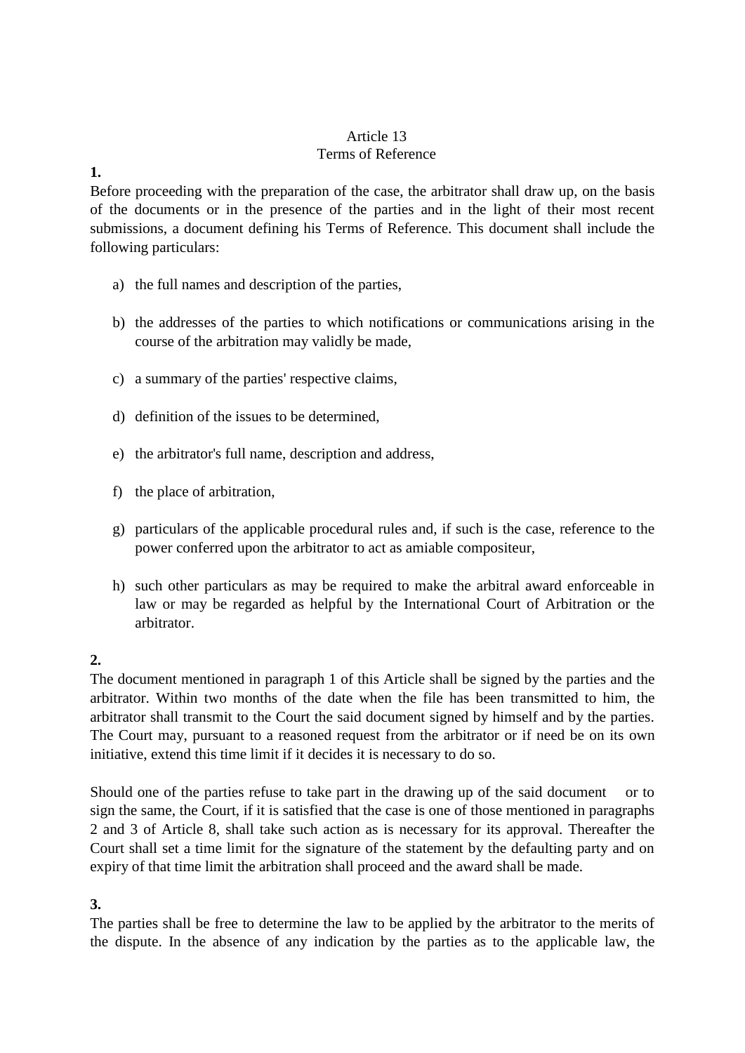Article 13
Terms of Reference

**1.**
Before proceeding with the preparation of the case, the arbitrator shall draw up, on the basis of the documents or in the presence of the parties and in the light of their most recent submissions, a document defining his Terms of Reference. This document shall include the following particulars:

a) the full names and description of the parties,

b) the addresses of the parties to which notifications or communications arising in the course of the arbitration may validly be made,

c) a summary of the parties' respective claims,

d) definition of the issues to be determined,

e) the arbitrator's full name, description and address,

f) the place of arbitration,

g) particulars of the applicable procedural rules and, if such is the case, reference to the power conferred upon the arbitrator to act as amiable compositeur,

h) such other particulars as may be required to make the arbitral award enforceable in law or may be regarded as helpful by the International Court of Arbitration or the arbitrator.

**2.**
The document mentioned in paragraph 1 of this Article shall be signed by the parties and the arbitrator. Within two months of the date when the file has been transmitted to him, the arbitrator shall transmit to the Court the said document signed by himself and by the parties. The Court may, pursuant to a reasoned request from the arbitrator or if need be on its own initiative, extend this time limit if it decides it is necessary to do so.

Should one of the parties refuse to take part in the drawing up of the said document or to sign the same, the Court, if it is satisfied that the case is one of those mentioned in paragraphs 2 and 3 of Article 8, shall take such action as is necessary for its approval. Thereafter the Court shall set a time limit for the signature of the statement by the defaulting party and on expiry of that time limit the arbitration shall proceed and the award shall be made.

**3.**
The parties shall be free to determine the law to be applied by the arbitrator to the merits of the dispute. In the absence of any indication by the parties as to the applicable law, the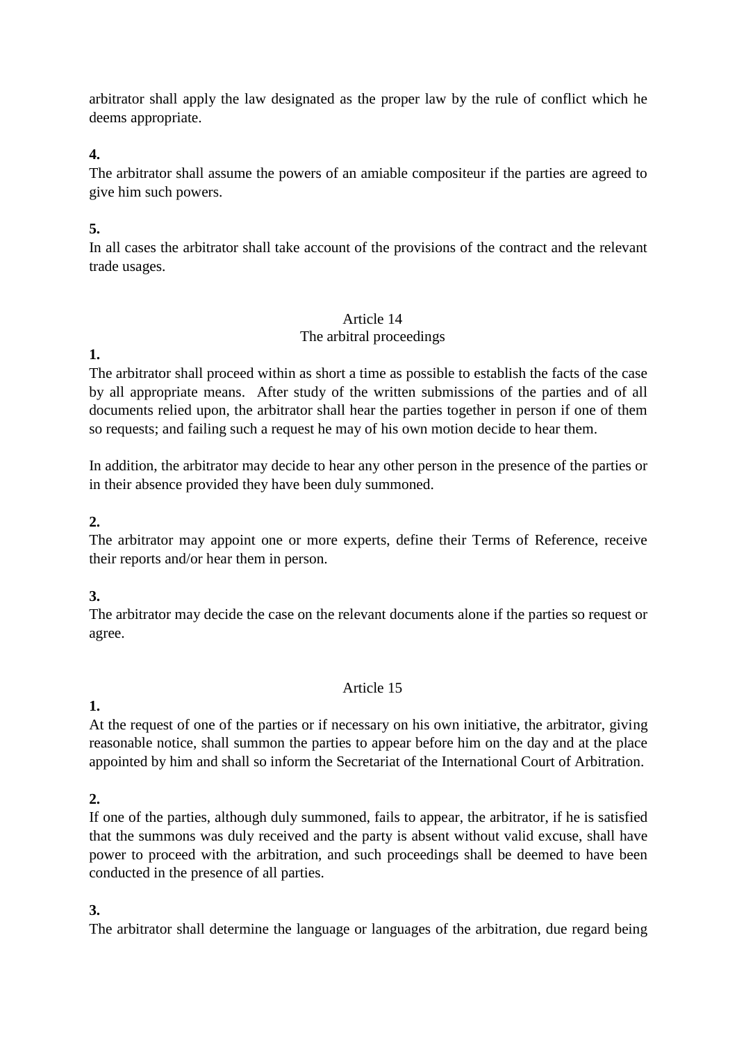arbitrator shall apply the law designated as the proper law by the rule of conflict which he deems appropriate.

**4.**
The arbitrator shall assume the powers of an amiable compositeur if the parties are agreed to give him such powers.

**5.**
In all cases the arbitrator shall take account of the provisions of the contract and the relevant trade usages.

## Article 14
## The arbitral proceedings

**1.**
The arbitrator shall proceed within as short a time as possible to establish the facts of the case by all appropriate means. After study of the written submissions of the parties and of all documents relied upon, the arbitrator shall hear the parties together in person if one of them so requests; and failing such a request he may of his own motion decide to hear them.

In addition, the arbitrator may decide to hear any other person in the presence of the parties or in their absence provided they have been duly summoned.

**2.**
The arbitrator may appoint one or more experts, define their Terms of Reference, receive their reports and/or hear them in person.

**3.**
The arbitrator may decide the case on the relevant documents alone if the parties so request or agree.

## Article 15

**1.**
At the request of one of the parties or if necessary on his own initiative, the arbitrator, giving reasonable notice, shall summon the parties to appear before him on the day and at the place appointed by him and shall so inform the Secretariat of the International Court of Arbitration.

**2.**
If one of the parties, although duly summoned, fails to appear, the arbitrator, if he is satisfied that the summons was duly received and the party is absent without valid excuse, shall have power to proceed with the arbitration, and such proceedings shall be deemed to have been conducted in the presence of all parties.

**3.**
The arbitrator shall determine the language or languages of the arbitration, due regard being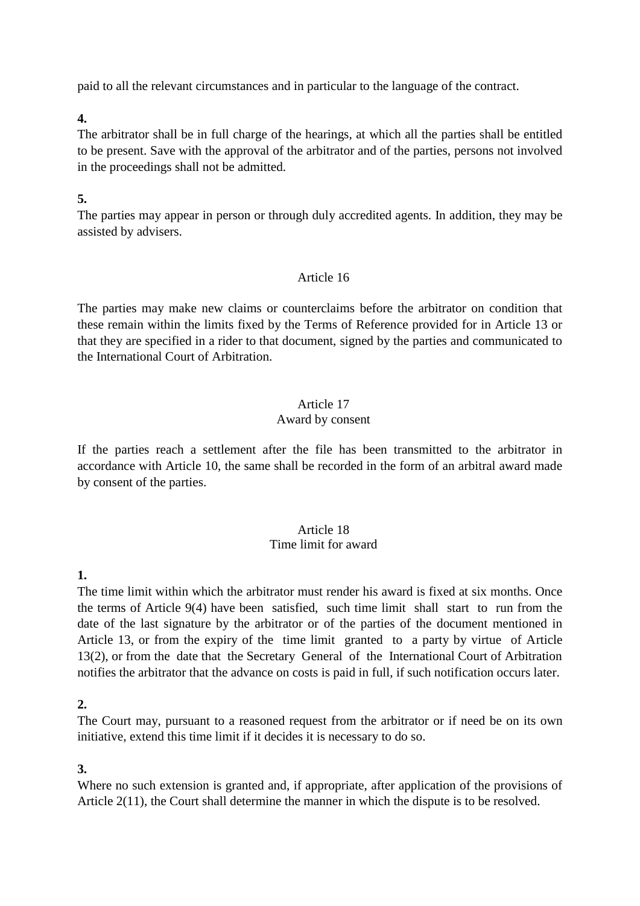paid to all the relevant circumstances and in particular to the language of the contract.

**4.**
The arbitrator shall be in full charge of the hearings, at which all the parties shall be entitled to be present. Save with the approval of the arbitrator and of the parties, persons not involved in the proceedings shall not be admitted.

**5.**
The parties may appear in person or through duly accredited agents. In addition, they may be assisted by advisers.

## Article 16

The parties may make new claims or counterclaims before the arbitrator on condition that these remain within the limits fixed by the Terms of Reference provided for in Article 13 or that they are specified in a rider to that document, signed by the parties and communicated to the International Court of Arbitration.

## Article 17
### Award by consent

If the parties reach a settlement after the file has been transmitted to the arbitrator in accordance with Article 10, the same shall be recorded in the form of an arbitral award made by consent of the parties.

## Article 18
### Time limit for award

**1.**
The time limit within which the arbitrator must render his award is fixed at six months. Once the terms of Article 9(4) have been satisfied, such time limit shall start to run from the date of the last signature by the arbitrator or of the parties of the document mentioned in Article 13, or from the expiry of the time limit granted to a party by virtue of Article 13(2), or from the date that the Secretary General of the International Court of Arbitration notifies the arbitrator that the advance on costs is paid in full, if such notification occurs later.

**2.**
The Court may, pursuant to a reasoned request from the arbitrator or if need be on its own initiative, extend this time limit if it decides it is necessary to do so.

**3.**
Where no such extension is granted and, if appropriate, after application of the provisions of Article 2(11), the Court shall determine the manner in which the dispute is to be resolved.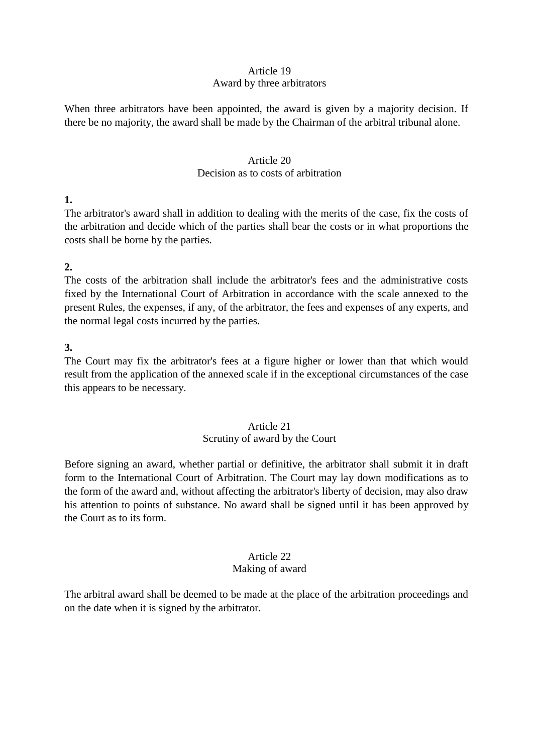### Article 19
### Award by three arbitrators

When three arbitrators have been appointed, the award is given by a majority decision. If there be no majority, the award shall be made by the Chairman of the arbitral tribunal alone.

### Article 20
### Decision as to costs of arbitration

**1.**
The arbitrator's award shall in addition to dealing with the merits of the case, fix the costs of the arbitration and decide which of the parties shall bear the costs or in what proportions the costs shall be borne by the parties.

**2.**
The costs of the arbitration shall include the arbitrator's fees and the administrative costs fixed by the International Court of Arbitration in accordance with the scale annexed to the present Rules, the expenses, if any, of the arbitrator, the fees and expenses of any experts, and the normal legal costs incurred by the parties.

**3.**
The Court may fix the arbitrator's fees at a figure higher or lower than that which would result from the application of the annexed scale if in the exceptional circumstances of the case this appears to be necessary.

### Article 21
### Scrutiny of award by the Court

Before signing an award, whether partial or definitive, the arbitrator shall submit it in draft form to the International Court of Arbitration. The Court may lay down modifications as to the form of the award and, without affecting the arbitrator's liberty of decision, may also draw his attention to points of substance. No award shall be signed until it has been approved by the Court as to its form.

### Article 22
### Making of award

The arbitral award shall be deemed to be made at the place of the arbitration proceedings and on the date when it is signed by the arbitrator.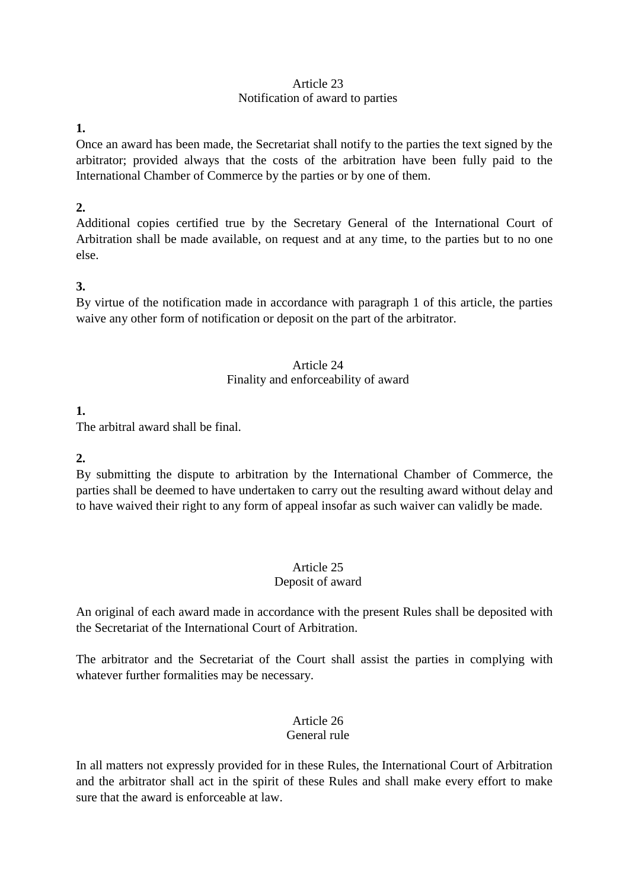### Article 23
### Notification of award to parties

**1.**
Once an award has been made, the Secretariat shall notify to the parties the text signed by the arbitrator; provided always that the costs of the arbitration have been fully paid to the International Chamber of Commerce by the parties or by one of them.

**2.**
Additional copies certified true by the Secretary General of the International Court of Arbitration shall be made available, on request and at any time, to the parties but to no one else.

**3.**
By virtue of the notification made in accordance with paragraph 1 of this article, the parties waive any other form of notification or deposit on the part of the arbitrator.

### Article 24
### Finality and enforceability of award

**1.**
The arbitral award shall be final.

**2.**
By submitting the dispute to arbitration by the International Chamber of Commerce, the parties shall be deemed to have undertaken to carry out the resulting award without delay and to have waived their right to any form of appeal insofar as such waiver can validly be made.

### Article 25
### Deposit of award

An original of each award made in accordance with the present Rules shall be deposited with the Secretariat of the International Court of Arbitration.

The arbitrator and the Secretariat of the Court shall assist the parties in complying with whatever further formalities may be necessary.

### Article 26
### General rule

In all matters not expressly provided for in these Rules, the International Court of Arbitration and the arbitrator shall act in the spirit of these Rules and shall make every effort to make sure that the award is enforceable at law.